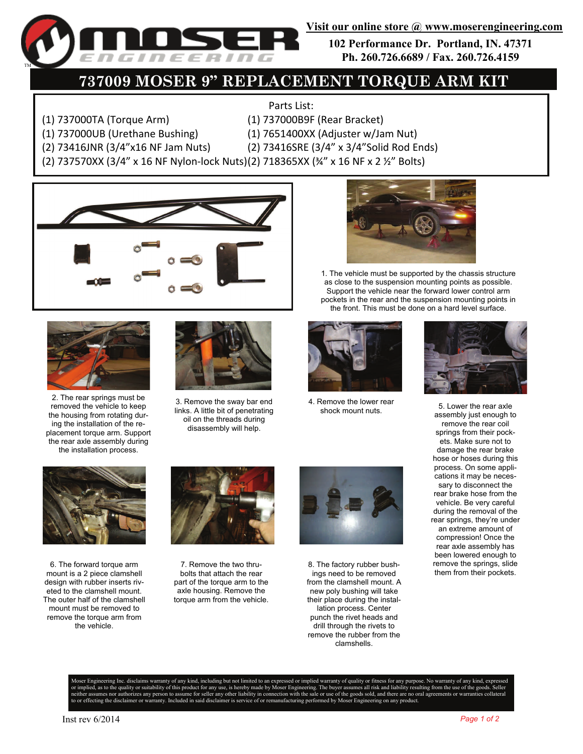**Visit our online store @ www.moserengineering.com**

**102 Performance Dr. Portland, IN. 47371**
**Ph. 260.726.6689 / Fax. 260.726.4159**

# 737009 MOSER 9" REPLACEMENT TORQUE ARM KIT

Parts List:

- (1) 737000TA (Torque Arm)
- (1) 737000B9F (Rear Bracket)
- (1) 737000UB (Urethane Bushing)
- (1) 7651400XX (Adjuster w/Jam Nut)
- (2) 73416JNR (3/4"x16 NF Jam Nuts)
- (2) 73416SRE (3/4" x 3/4"Solid Rod Ends)
- (2) 737570XX (3/4" x 16 NF Nylon-lock Nuts)
- (2) 718365XX (¾" x 16 NF x 2 ½" Bolts)

1. The vehicle must be supported by the chassis structure as close to the suspension mounting points as possible. Support the vehicle near the forward lower control arm pockets in the rear and the suspension mounting points in the front. This must be done on a hard level surface.

2. The rear springs must be removed the vehicle to keep the housing from rotating during the installation of the replacement torque arm. Support the rear axle assembly during the installation process.

3. Remove the sway bar end links. A little bit of penetrating oil on the threads during disassembly will help.

4. Remove the lower rear shock mount nuts.

5. Lower the rear axle assembly just enough to remove the rear coil springs from their pockets. Make sure not to damage the rear brake hose or hoses during this process. On some applications it may be necessary to disconnect the rear brake hose from the vehicle. Be very careful during the removal of the rear springs, they're under an extreme amount of compression! Once the rear axle assembly has been lowered enough to remove the springs, slide them from their pockets.

6. The forward torque arm mount is a 2 piece clamshell design with rubber inserts riveted to the clamshell mount. The outer half of the clamshell mount must be removed to remove the torque arm from the vehicle.

7. Remove the two thru-bolts that attach the rear part of the torque arm to the axle housing. Remove the torque arm from the vehicle.

8. The factory rubber bushings need to be removed from the clamshell mount. A new poly bushing will take their place during the installation process. Center punch the rivet heads and drill through the rivets to remove the rubber from the clamshells.

Moser Engineering Inc. disclaims warranty of any kind, including but not limited to an expressed or implied warranty of quality or fitness for any purpose. No warranty of any kind, expressed or implied, as to the quality or suitability of this product for any use, is hereby made by Moser Engineering. The buyer assumes all risk and liability resulting from the use of the goods. Seller neither assumes nor authorizes any person to assume for seller any other liability in connection with the sale or use of the goods sold, and there are no oral agreements or warranties collateral to or effecting the disclaimer or warranty. Included in said disclaimer is service of or remanufacturing performed by Moser Engineering on any product.

Inst rev 6/2014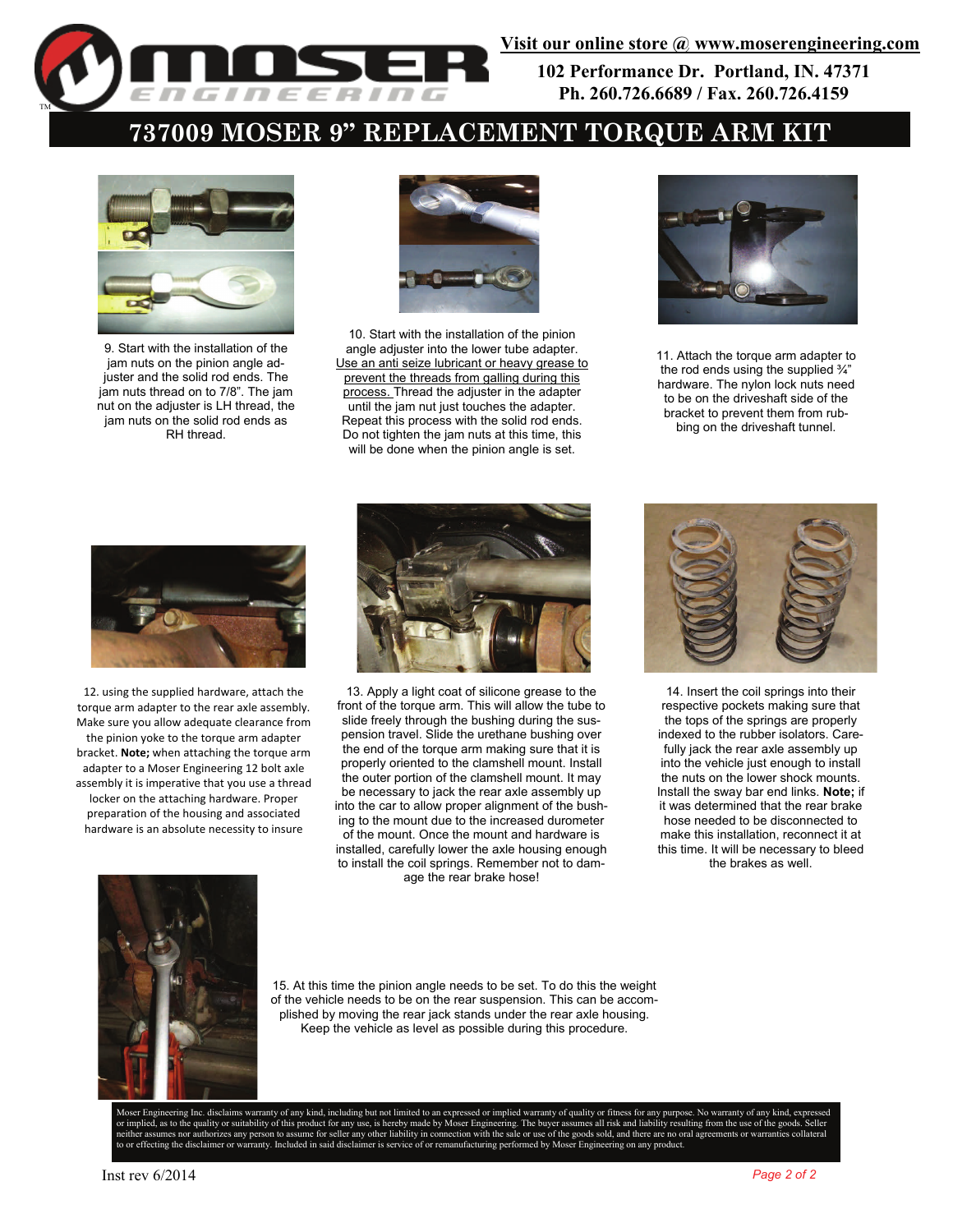Visit our online store @ www.moserengineering.com

102 Performance Dr. Portland, IN. 47371
Ph. 260.726.6689 / Fax. 260.726.4159

# 737009 MOSER 9" REPLACEMENT TORQUE ARM KIT

9. Start with the installation of the jam nuts on the pinion angle adjuster and the solid rod ends. The jam nuts thread on to 7/8". The jam nut on the adjuster is LH thread, the jam nuts on the solid rod ends as RH thread.

10. Start with the installation of the pinion angle adjuster into the lower tube adapter. Use an anti seize lubricant or heavy grease to prevent the threads from galling during this process. Thread the adjuster in the adapter until the jam nut just touches the adapter. Repeat this process with the solid rod ends. Do not tighten the jam nuts at this time, this will be done when the pinion angle is set.

11. Attach the torque arm adapter to the rod ends using the supplied ¾" hardware. The nylon lock nuts need to be on the driveshaft side of the bracket to prevent them from rubbing on the driveshaft tunnel.

12. using the supplied hardware, attach the torque arm adapter to the rear axle assembly. Make sure you allow adequate clearance from the pinion yoke to the torque arm adapter bracket. **Note;** when attaching the torque arm adapter to a Moser Engineering 12 bolt axle assembly it is imperative that you use a thread locker on the attaching hardware. Proper preparation of the housing and associated hardware is an absolute necessity to insure

13. Apply a light coat of silicone grease to the front of the torque arm. This will allow the tube to slide freely through the bushing during the suspension travel. Slide the urethane bushing over the end of the torque arm making sure that it is properly oriented to the clamshell mount. Install the outer portion of the clamshell mount. It may be necessary to jack the rear axle assembly up into the car to allow proper alignment of the bushing to the mount due to the increased durometer of the mount. Once the mount and hardware is installed, carefully lower the axle housing enough to install the coil springs. Remember not to damage the rear brake hose!

14. Insert the coil springs into their respective pockets making sure that the tops of the springs are properly indexed to the rubber isolators. Carefully jack the rear axle assembly up into the vehicle just enough to install the nuts on the lower shock mounts. Install the sway bar end links. **Note;** if it was determined that the rear brake hose needed to be disconnected to make this installation, reconnect it at this time. It will be necessary to bleed the brakes as well.

15. At this time the pinion angle needs to be set. To do this the weight of the vehicle needs to be on the rear suspension. This can be accomplished by moving the rear jack stands under the rear axle housing. Keep the vehicle as level as possible during this procedure.

Moser Engineering Inc. disclaims warranty of any kind, including but not limited to an expressed or implied warranty of quality or fitness for any purpose. No warranty of any kind, expressed or implied, as to the quality or suitability of this product for any use, is hereby made by Moser Engineering. The buyer assumes all risk and liability resulting from the use of the goods. Seller neither assumes nor authorizes any person to assume for seller any other liability in connection with the sale or use of the goods sold, and there are no oral agreements or warranties collateral to or effecting the disclaimer or warranty. Included in said disclaimer is service of or remanufacturing performed by Moser Engineering on any product.

Inst rev 6/2014